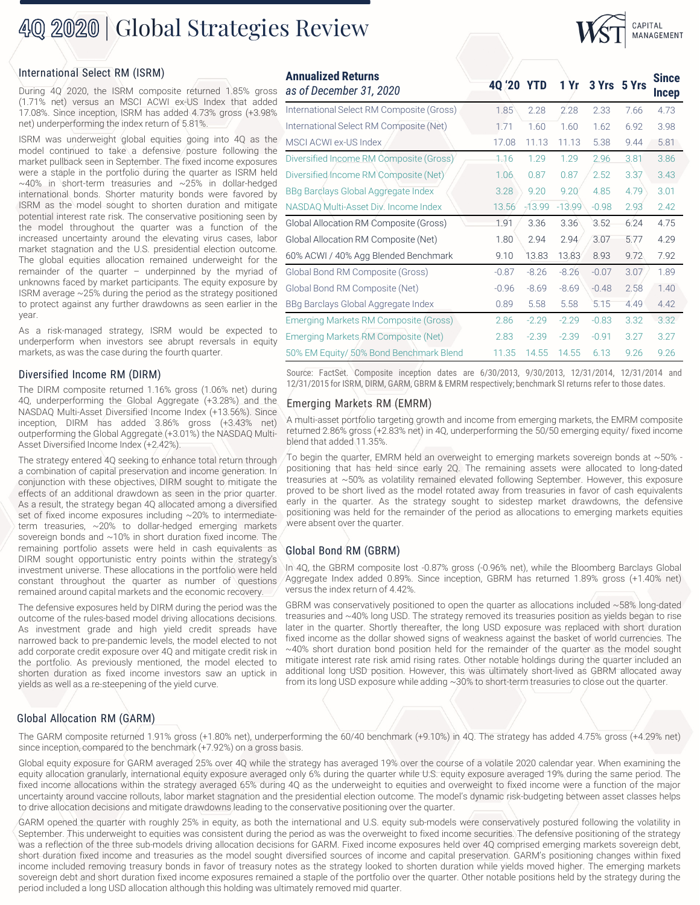# 4Q 2020 | Global Strategies Review

## International Select RM (ISRM)

During 4Q 2020, the ISRM composite returned 1.85% gross (1.71% net) versus an MSCI ACWI ex-US Index that added 17.08%. Since inception, ISRM has added 4.73% gross (+3.98% net) underperforming the index return of 5.81%.

ISRM was underweight global equities going into 4Q as the model continued to take a defensive posture following the market pullback seen in September. The fixed income exposures were a staple in the portfolio during the quarter as ISRM held ~40% in short-term treasuries and ~25% in dollar-hedged international bonds. Shorter maturity bonds were favored by ISRM as the model sought to shorten duration and mitigate potential interest rate risk. The conservative positioning seen by the model throughout the quarter was a function of the increased uncertainty around the elevating virus cases, labor market stagnation and the U.S. presidential election outcome. The global equities allocation remained underweight for the remainder of the quarter – underpinned by the myriad of unknowns faced by market participants. The equity exposure by ISRM average ~25% during the period as the strategy positioned to protect against any further drawdowns as seen earlier in the year.

As a risk-managed strategy, ISRM would be expected to underperform when investors see abrupt reversals in equity markets, as was the case during the fourth quarter.

## Diversified Income RM (DIRM)

The DIRM composite returned 1.16% gross (1.06% net) during 4Q, underperforming the Global Aggregate (+3.28%) and the NASDAQ Multi-Asset Diversified Income Index (+13.56%). Since inception, DIRM has added 3.86% gross (+3.43% net) outperforming the Global Aggregate (+3.01%) the NASDAQ Multi-Asset Diversified Income Index (+2.42%).

The strategy entered 4Q seeking to enhance total return through a combination of capital preservation and income generation. In conjunction with these objectives, DIRM sought to mitigate the effects of an additional drawdown as seen in the prior quarter. As a result, the strategy began 4Q allocated among a diversified set of fixed income exposures including ~20% to intermediate-term treasuries, ~20% to dollar-hedged emerging markets sovereign bonds and ~10% in short duration fixed income. The remaining portfolio assets were held in cash equivalents as DIRM sought opportunistic entry points within the strategy's investment universe. These allocations in the portfolio were held constant throughout the quarter as number of questions remained around capital markets and the economic recovery.

The defensive exposures held by DIRM during the period was the outcome of the rules-based model driving allocations decisions. As investment grade and high yield credit spreads have narrowed back to pre-pandemic levels, the model elected to not add corporate credit exposure over 4Q and mitigate credit risk in the portfolio. As previously mentioned, the model elected to shorten duration as fixed income investors saw an uptick in yields as well as a re-steepening of the yield curve.

| ***Annualized Returns** as of December 31, 2020* | 4Q '20 | YTD | 1 Yr | 3 Yrs | 5 Yrs | Since Incep |
|---|---|---|---|---|---|---|
| International Select RM Composite (Gross) | 1.85 | 2.28 | 2.28 | 2.33 | 7.66 | 4.73 |
| International Select RM Composite (Net) | 1.71 | 1.60 | 1.60 | 1.62 | 6.92 | 3.98 |
| MSCI ACWI ex-US Index | 17.08 | 11.13 | 11.13 | 5.38 | 9.44 | 5.81 |
| Diversified Income RM Composite (Gross) | 1.16 | 1.29 | 1.29 | 2.96 | 3.81 | 3.86 |
| Diversified Income RM Composite (Net) | 1.06 | 0.87 | 0.87 | 2.52 | 3.37 | 3.43 |
| BBg Barclays Global Aggregate Index | 3.28 | 9.20 | 9.20 | 4.85 | 4.79 | 3.01 |
| NASDAQ Multi-Asset Div. Income Index | 13.56 | -13.99 | -13.99 | -0.98 | 2.93 | 2.42 |
| Global Allocation RM Composite (Gross) | 1.91 | 3.36 | 3.36 | 3.52 | 6.24 | 4.75 |
| Global Allocation RM Composite (Net) | 1.80 | 2.94 | 2.94 | 3.07 | 5.77 | 4.29 |
| 60% ACWI / 40% Agg Blended Benchmark | 9.10 | 13.83 | 13.83 | 8.93 | 9.72 | 7.92 |
| Global Bond RM Composite (Gross) | -0.87 | -8.26 | -8.26 | -0.07 | 3.07 | 1.89 |
| Global Bond RM Composite (Net) | -0.96 | -8.69 | -8.69 | -0.48 | 2.58 | 1.40 |
| BBg Barclays Global Aggregate Index | 0.89 | 5.58 | 5.58 | 5.15 | 4.49 | 4.42 |
| Emerging Markets RM Composite (Gross) | 2.86 | -2.29 | -2.29 | -0.83 | 3.32 | 3.32 |
| Emerging Markets RM Composite (Net) | 2.83 | -2.39 | -2.39 | -0.91 | 3.27 | 3.27 |
| 50% EM Equity/ 50% Bond Benchmark Blend | 11.35 | 14.55 | 14.55 | 6.13 | 9.26 | 9.26 |

Source: FactSet. Composite inception dates are 6/30/2013, 9/30/2013, 12/31/2014, 12/31/2014 and 12/31/2015 for ISRM, DIRM, GARM, GBRM & EMRM respectively; benchmark SI returns refer to those dates.

## Emerging Markets RM (EMRM)

A multi-asset portfolio targeting growth and income from emerging markets, the EMRM composite returned 2.86% gross (+2.83% net) in 4Q, underperforming the 50/50 emerging equity/ fixed income blend that added 11.35%.

To begin the quarter, EMRM held an overweight to emerging markets sovereign bonds at ~50% - positioning that has held since early 2Q. The remaining assets were allocated to long-dated treasuries at ~50% as volatility remained elevated following September. However, this exposure proved to be short lived as the model rotated away from treasuries in favor of cash equivalents early in the quarter. As the strategy sought to sidestep market drawdowns, the defensive positioning was held for the remainder of the period as allocations to emerging markets equities were absent over the quarter.

## Global Bond RM (GBRM)

In 4Q, the GBRM composite lost -0.87% gross (-0.96% net), while the Bloomberg Barclays Global Aggregate Index added 0.89%. Since inception, GBRM has returned 1.89% gross (+1.40% net) versus the index return of 4.42%.

GBRM was conservatively positioned to open the quarter as allocations included ~58% long-dated treasuries and ~40% long USD. The strategy removed its treasuries position as yields began to rise later in the quarter. Shortly thereafter, the long USD exposure was replaced with short duration fixed income as the dollar showed signs of weakness against the basket of world currencies. The ~40% short duration bond position held for the remainder of the quarter as the model sought mitigate interest rate risk amid rising rates. Other notable holdings during the quarter included an additional long USD position. However, this was ultimately short-lived as GBRM allocated away from its long USD exposure while adding ~30% to short-term treasuries to close out the quarter.

## Global Allocation RM (GARM)

The GARM composite returned 1.91% gross (+1.80% net), underperforming the 60/40 benchmark (+9.10%) in 4Q. The strategy has added 4.75% gross (+4.29% net) since inception, compared to the benchmark (+7.92%) on a gross basis.

Global equity exposure for GARM averaged 25% over 4Q while the strategy has averaged 19% over the course of a volatile 2020 calendar year. When examining the equity allocation granularly, international equity exposure averaged only 6% during the quarter while U.S. equity exposure averaged 19% during the same period. The fixed income allocations within the strategy averaged 65% during 4Q as the underweight to equities and overweight to fixed income were a function of the major uncertainty around vaccine rollouts, labor market stagnation and the presidential election outcome. The model's dynamic risk-budgeting between asset classes helps to drive allocation decisions and mitigate drawdowns leading to the conservative positioning over the quarter.

GARM opened the quarter with roughly 25% in equity, as both the international and U.S. equity sub-models were conservatively postured following the volatility in September. This underweight to equities was consistent during the period as was the overweight to fixed income securities. The defensive positioning of the strategy was a reflection of the three sub-models driving allocation decisions for GARM. Fixed income exposures held over 4Q comprised emerging markets sovereign debt, short duration fixed income and treasuries as the model sought diversified sources of income and capital preservation. GARM's positioning changes within fixed income included removing treasury bonds in favor of treasury notes as the strategy looked to shorten duration while yields moved higher. The emerging markets sovereign debt and short duration fixed income exposures remained a staple of the portfolio over the quarter. Other notable positions held by the strategy during the period included a long USD allocation although this holding was ultimately removed mid quarter.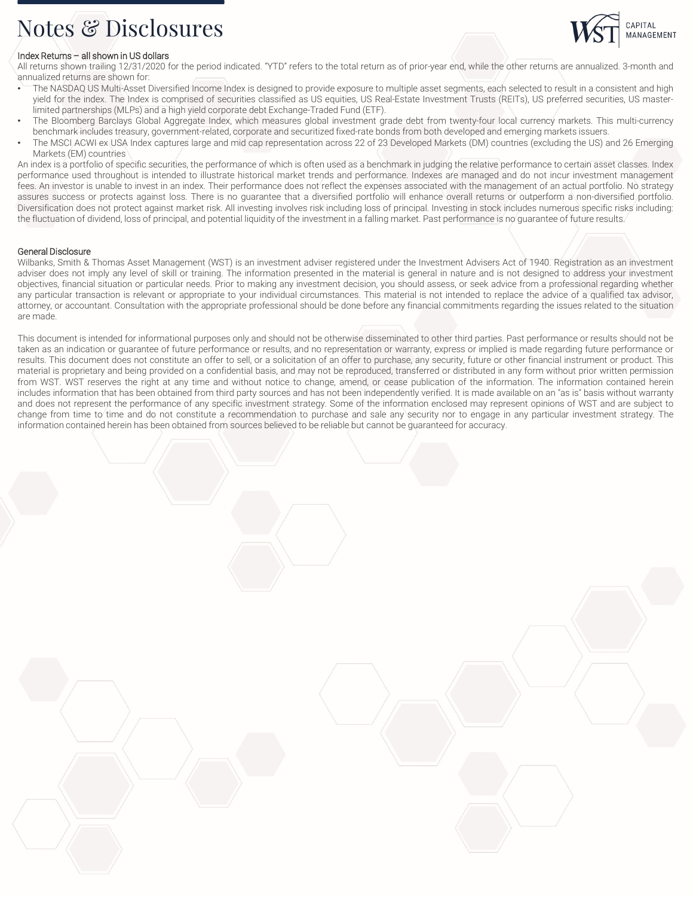# Notes & Disclosures

CAPITAL MANAGEMENT

Index Returns – all shown in US dollars

All returns shown trailing 12/31/2020 for the period indicated. "YTD" refers to the total return as of prior-year end, while the other returns are annualized. 3-month and annualized returns are shown for:

- The NASDAQ US Multi-Asset Diversified Income Index is designed to provide exposure to multiple asset segments, each selected to result in a consistent and high yield for the index. The Index is comprised of securities classified as US equities, US Real-Estate Investment Trusts (REITs), US preferred securities, US master-limited partnerships (MLPs) and a high yield corporate debt Exchange-Traded Fund (ETF).
- The Bloomberg Barclays Global Aggregate Index, which measures global investment grade debt from twenty-four local currency markets. This multi-currency benchmark includes treasury, government-related, corporate and securitized fixed-rate bonds from both developed and emerging markets issuers.
- The MSCI ACWI ex USA Index captures large and mid cap representation across 22 of 23 Developed Markets (DM) countries (excluding the US) and 26 Emerging Markets (EM) countries

An index is a portfolio of specific securities, the performance of which is often used as a benchmark in judging the relative performance to certain asset classes. Index performance used throughout is intended to illustrate historical market trends and performance. Indexes are managed and do not incur investment management fees. An investor is unable to invest in an index. Their performance does not reflect the expenses associated with the management of an actual portfolio. No strategy assures success or protects against loss. There is no guarantee that a diversified portfolio will enhance overall returns or outperform a non-diversified portfolio. Diversification does not protect against market risk. All investing involves risk including loss of principal. Investing in stock includes numerous specific risks including: the fluctuation of dividend, loss of principal, and potential liquidity of the investment in a falling market. Past performance is no guarantee of future results.

General Disclosure

Wilbanks, Smith & Thomas Asset Management (WST) is an investment adviser registered under the Investment Advisers Act of 1940. Registration as an investment adviser does not imply any level of skill or training. The information presented in the material is general in nature and is not designed to address your investment objectives, financial situation or particular needs. Prior to making any investment decision, you should assess, or seek advice from a professional regarding whether any particular transaction is relevant or appropriate to your individual circumstances. This material is not intended to replace the advice of a qualified tax advisor, attorney, or accountant. Consultation with the appropriate professional should be done before any financial commitments regarding the issues related to the situation are made.

This document is intended for informational purposes only and should not be otherwise disseminated to other third parties. Past performance or results should not be taken as an indication or guarantee of future performance or results, and no representation or warranty, express or implied is made regarding future performance or results. This document does not constitute an offer to sell, or a solicitation of an offer to purchase, any security, future or other financial instrument or product. This material is proprietary and being provided on a confidential basis, and may not be reproduced, transferred or distributed in any form without prior written permission from WST. WST reserves the right at any time and without notice to change, amend, or cease publication of the information. The information contained herein includes information that has been obtained from third party sources and has not been independently verified. It is made available on an "as is" basis without warranty and does not represent the performance of any specific investment strategy. Some of the information enclosed may represent opinions of WST and are subject to change from time to time and do not constitute a recommendation to purchase and sale any security nor to engage in any particular investment strategy. The information contained herein has been obtained from sources believed to be reliable but cannot be guaranteed for accuracy.